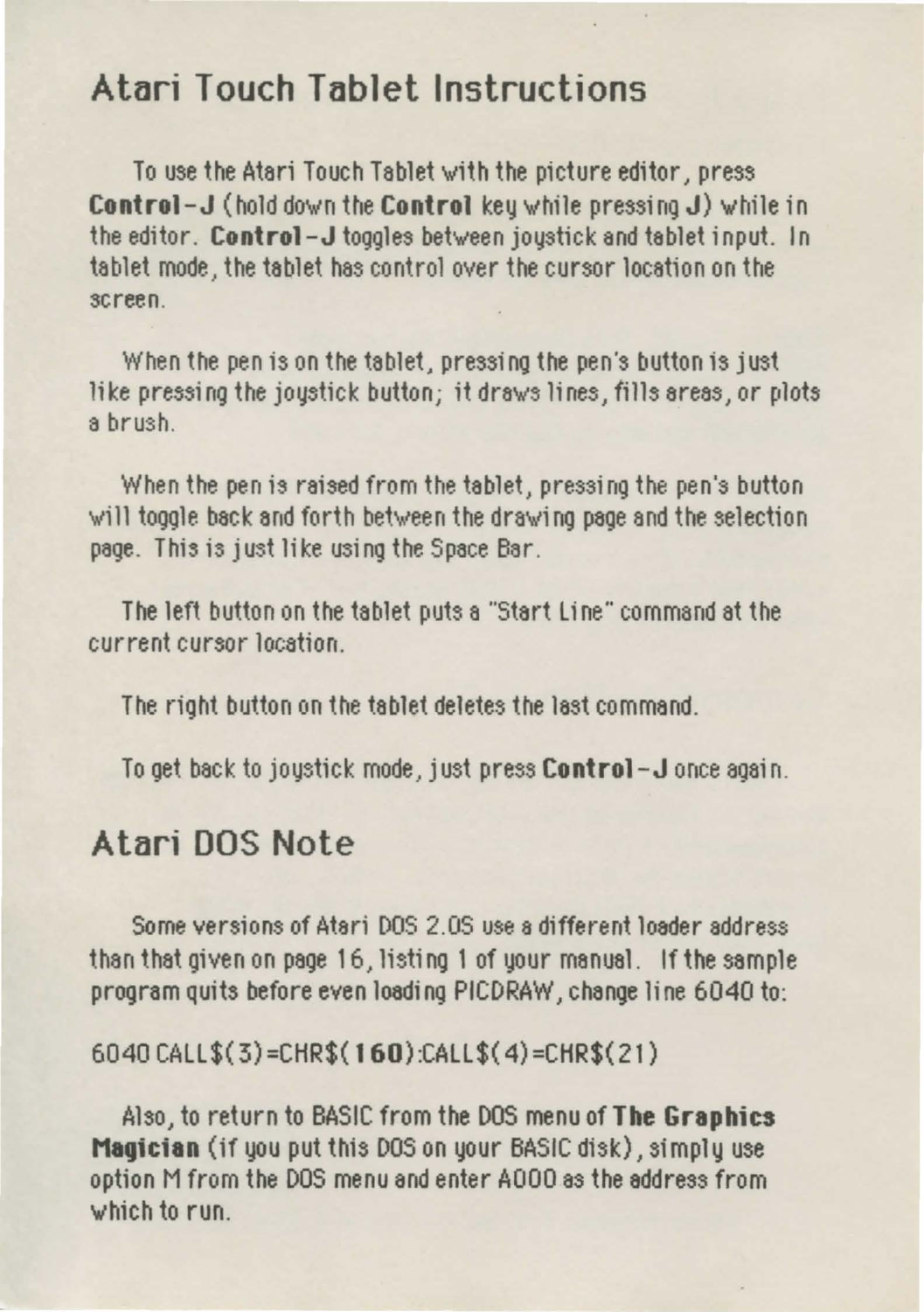# Atari Touch Tablet Instructions

To use the Atari Touch Tablet with the picture editor, press **Control-J** (hold down the **Control** key while pressing **J**) while in the editor. **Control-J** toggles between joystick and tablet input. In tablet mode, the tablet has control over the cursor location on the screen.

When the pen is on the tablet, pressing the pen's button is just like pressing the joystick button; it draws lines, fills areas, or plots a brush.

When the pen is raised from the tablet, pressing the pen's button will toggle back and forth between the drawing page and the selection page. This is just like using the Space Bar.

The left button on the tablet puts a "Start Line" command at the current cursor location.

The right button on the tablet deletes the last command.

To get back to joystick mode, just press **Control-J** once again.

# Atari DOS Note

Some versions of Atari DOS 2.0S use a different loader address than that given on page 16, listing 1 of your manual. If the sample program quits before even loading PICDRAW, change line 6040 to:

```
6040 CALL$(3)=CHR$(160):CALL$(4)=CHR$(21)
```

Also, to return to BASIC from the DOS menu of **The Graphics Magician** (if you put this DOS on your BASIC disk), simply use option M from the DOS menu and enter A000 as the address from which to run.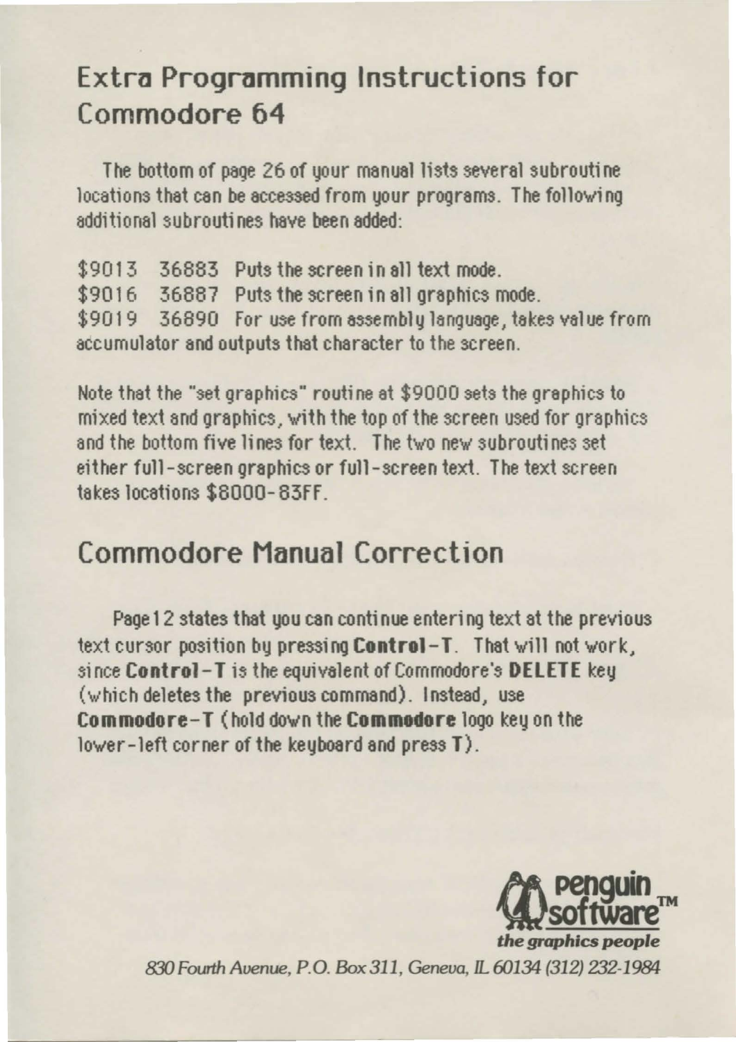# Extra Programming Instructions for Commodore 64

The bottom of page 26 of your manual lists several subroutine locations that can be accessed from your programs. The following additional subroutines have been added:

$9013 36883 Puts the screen in all text mode.
$9016 36887 Puts the screen in all graphics mode.
$9019 36890 For use from assembly language, takes value from accumulator and outputs that character to the screen.

Note that the "set graphics" routine at $9000 sets the graphics to mixed text and graphics, with the top of the screen used for graphics and the bottom five lines for text. The two new subroutines set either full-screen graphics or full-screen text. The text screen takes locations $8000-83FF.

# Commodore Manual Correction

Page 12 states that you can continue entering text at the previous text cursor position by pressing **Control-T**. That will not work, since **Control-T** is the equivalent of Commodore's **DELETE** key (which deletes the previous command). Instead, use **Commodore-T** (hold down the **Commodore** logo key on the lower-left corner of the keyboard and press **T**).

penguin software™
*the graphics people*

*830 Fourth Avenue, P.O. Box 311, Geneva, IL 60134 (312) 232-1984*